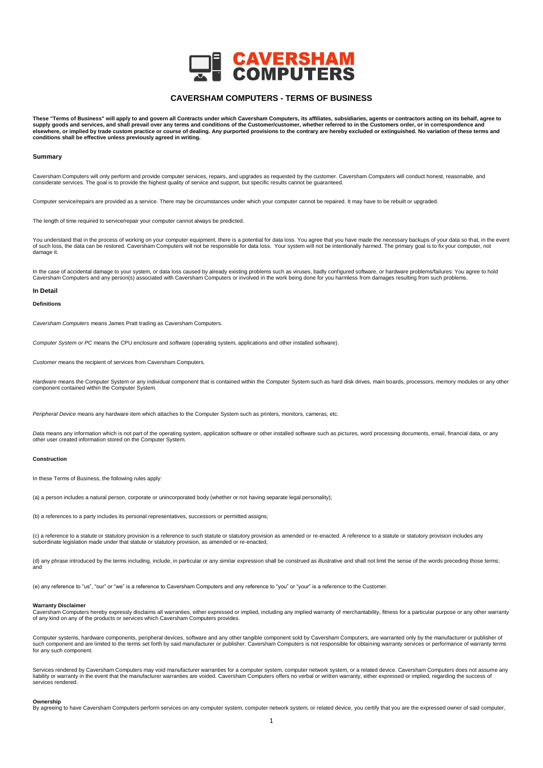# CAVERSHAM COMPUTERS - TERMS OF BUSINESS

**These "Terms of Business" will apply to and govern all Contracts under which Caversham Computers, its affiliates, subsidiaries, agents or contractors acting on its behalf, agree to supply goods and services, and shall prevail over any terms and conditions of the Customer/customer, whether referred to in the Customers order, or in correspondence and elsewhere, or implied by trade custom practice or course of dealing. Any purported provisions to the contrary are hereby excluded or extinguished. No variation of these terms and conditions shall be effective unless previously agreed in writing.**

## Summary

Caversham Computers will only perform and provide computer services, repairs, and upgrades as requested by the customer. Caversham Computers will conduct honest, reasonable, and considerate services. The goal is to provide the highest quality of service and support, but specific results cannot be guaranteed.

Computer service/repairs are provided as a service. There may be circumstances under which your computer cannot be repaired. It may have to be rebuilt or upgraded.

The length of time required to service/repair your computer cannot always be predicted.

You understand that in the process of working on your computer equipment, there is a potential for data loss. You agree that you have made the necessary backups of your data so that, in the event of such loss, the data can be restored. Caversham Computers will not be responsible for data loss. Your system will not be intentionally harmed. The primary goal is to fix your computer, not damage it.

In the case of accidental damage to your system, or data loss caused by already existing problems such as viruses, badly configured software, or hardware problems/failures: You agree to hold Caversham Computers and any person(s) associated with Caversham Computers or involved in the work being done for you harmless from damages resulting from such problems.

## In Detail

### Definitions

*Caversham Computers* means James Pratt trading as Caversham Computers.

*Computer System or PC* means the CPU enclosure and software (operating system, applications and other installed software).

*Customer* means the recipient of services from Caversham Computers.

*Hardware* means the Computer System or any individual component that is contained within the Computer System such as hard disk drives, main boards, processors, memory modules or any other component contained within the Computer System.

*Peripheral Device* means any hardware item which attaches to the Computer System such as printers, monitors, cameras, etc.

*Data* means any information which is not part of the operating system, application software or other installed software such as pictures, word processing documents, email, financial data, or any other user created information stored on the Computer System.

### Construction

In these Terms of Business, the following rules apply:

(a) a person includes a natural person, corporate or unincorporated body (whether or not having separate legal personality);

(b) a references to a party includes its personal representatives, successors or permitted assigns;

(c) a reference to a statute or statutory provision is a reference to such statute or statutory provision as amended or re-enacted. A reference to a statute or statutory provision includes any subordinate legislation made under that statute or statutory provision, as amended or re-enacted;

(d) any phrase introduced by the terms including, include, in particular or any similar expression shall be construed as illustrative and shall not limit the sense of the words preceding those terms; and

(e) any reference to "us", "our" or "we" is a reference to Caversham Computers and any reference to "you" or "your" is a reference to the Customer.

### Warranty Disclaimer

Caversham Computers hereby expressly disclaims all warranties, either expressed or implied, including any implied warranty of merchantability, fitness for a particular purpose or any other warranty of any kind on any of the products or services which Caversham Computers provides.

Computer systems, hardware components, peripheral devices, software and any other tangible component sold by Caversham Computers, are warranted only by the manufacturer or publisher of such component and are limited to the terms set forth by said manufacturer or publisher. Caversham Computers is not responsible for obtaining warranty services or performance of warranty terms for any such component.

Services rendered by Caversham Computers may void manufacturer warranties for a computer system, computer network system, or a related device. Caversham Computers does not assume any liability or warranty in the event that the manufacturer warranties are voided. Caversham Computers offers no verbal or written warranty, either expressed or implied, regarding the success of services rendered.

### Ownership

By agreeing to have Caversham Computers perform services on any computer system, computer network system, or related device, you certify that you are the expressed owner of said computer,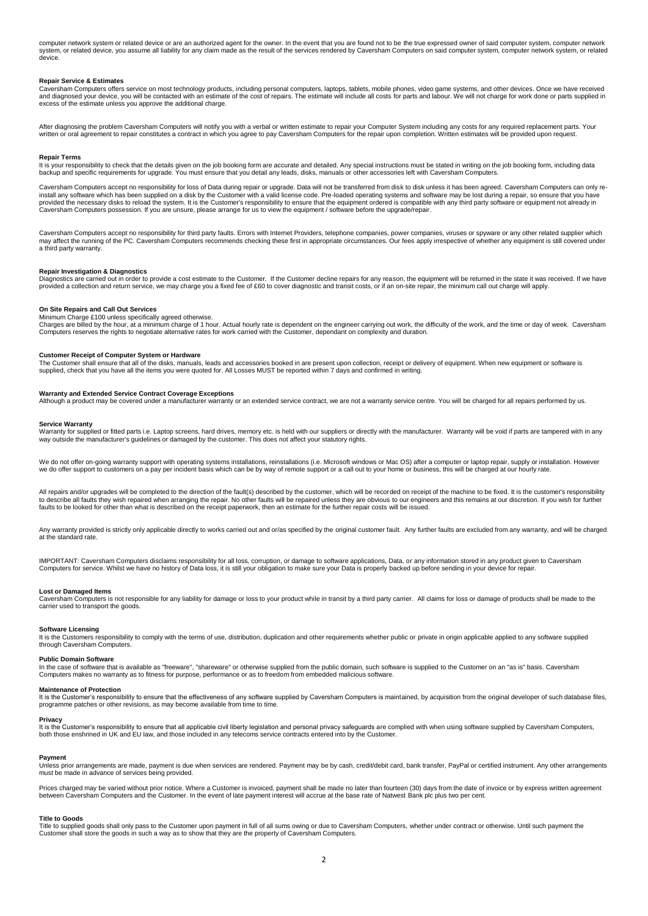computer network system or related device or are an authorized agent for the owner. In the event that you are found not to be the true expressed owner of said computer system, computer network system, or related device, you assume all liability for any claim made as the result of the services rendered by Caversham Computers on said computer system, computer network system, or related device.

### Repair Service & Estimates

Caversham Computers offers service on most technology products, including personal computers, laptops, tablets, mobile phones, video game systems, and other devices. Once we have received and diagnosed your device, you will be contacted with an estimate of the cost of repairs. The estimate will include all costs for parts and labour. We will not charge for work done or parts supplied in excess of the estimate unless you approve the additional charge.

After diagnosing the problem Caversham Computers will notify you with a verbal or written estimate to repair your Computer System including any costs for any required replacement parts. Your written or oral agreement to repair constitutes a contract in which you agree to pay Caversham Computers for the repair upon completion. Written estimates will be provided upon request.

### Repair Terms

It is your responsibility to check that the details given on the job booking form are accurate and detailed. Any special instructions must be stated in writing on the job booking form, including data backup and specific requirements for upgrade. You must ensure that you detail any leads, disks, manuals or other accessories left with Caversham Computers.

Caversham Computers accept no responsibility for loss of Data during repair or upgrade. Data will not be transferred from disk to disk unless it has been agreed. Caversham Computers can only re-install any software which has been supplied on a disk by the Customer with a valid license code. Pre-loaded operating systems and software may be lost during a repair, so ensure that you have provided the necessary disks to reload the system. It is the Customer's responsibility to ensure that the equipment ordered is compatible with any third party software or equipment not already in Caversham Computers possession. If you are unsure, please arrange for us to view the equipment / software before the upgrade/repair.

Caversham Computers accept no responsibility for third party faults. Errors with Internet Providers, telephone companies, power companies, viruses or spyware or any other related supplier which may affect the running of the PC. Caversham Computers recommends checking these first in appropriate circumstances. Our fees apply irrespective of whether any equipment is still covered under a third party warranty.

### Repair Investigation & Diagnostics

Diagnostics are carried out in order to provide a cost estimate to the Customer. If the Customer decline repairs for any reason, the equipment will be returned in the state it was received. If we have provided a collection and return service, we may charge you a fixed fee of £60 to cover diagnostic and transit costs, or if an on-site repair, the minimum call out charge will apply.

### On Site Repairs and Call Out Services

Minimum Charge £100 unless specifically agreed otherwise.
Charges are billed by the hour, at a minimum charge of 1 hour. Actual hourly rate is dependent on the engineer carrying out work, the difficulty of the work, and the time or day of week. Caversham Computers reserves the rights to negotiate alternative rates for work carried with the Customer, dependant on complexity and duration.

### Customer Receipt of Computer System or Hardware

The Customer shall ensure that all of the disks, manuals, leads and accessories booked in are present upon collection, receipt or delivery of equipment. When new equipment or software is supplied, check that you have all the items you were quoted for. All Losses MUST be reported within 7 days and confirmed in writing.

### Warranty and Extended Service Contract Coverage Exceptions

Although a product may be covered under a manufacturer warranty or an extended service contract, we are not a warranty service centre. You will be charged for all repairs performed by us.

### Service Warranty

Warranty for supplied or fitted parts i.e. Laptop screens, hard drives, memory etc. is held with our suppliers or directly with the manufacturer. Warranty will be void if parts are tampered with in any way outside the manufacturer's guidelines or damaged by the customer. This does not affect your statutory rights.

We do not offer on-going warranty support with operating systems installations, reinstallations (i.e. Microsoft windows or Mac OS) after a computer or laptop repair, supply or installation. However we do offer support to customers on a pay per incident basis which can be by way of remote support or a call out to your home or business, this will be charged at our hourly rate.

All repairs and/or upgrades will be completed to the direction of the fault(s) described by the customer, which will be recorded on receipt of the machine to be fixed. It is the customer's responsibility to describe all faults they wish repaired when arranging the repair. No other faults will be repaired unless they are obvious to our engineers and this remains at our discretion. If you wish for further faults to be looked for other than what is described on the receipt paperwork, then an estimate for the further repair costs will be issued.

Any warranty provided is strictly only applicable directly to works carried out and or/as specified by the original customer fault. Any further faults are excluded from any warranty, and will be charged at the standard rate.

IMPORTANT: Caversham Computers disclaims responsibility for all loss, corruption, or damage to software applications, Data, or any information stored in any product given to Caversham Computers for service. Whilst we have no history of Data loss, it is still your obligation to make sure your Data is properly backed up before sending in your device for repair.

### Lost or Damaged Items

Caversham Computers is not responsible for any liability for damage or loss to your product while in transit by a third party carrier. All claims for loss or damage of products shall be made to the carrier used to transport the goods.

### Software Licensing

It is the Customers responsibility to comply with the terms of use, distribution, duplication and other requirements whether public or private in origin applicable applied to any software supplied through Caversham Computers.

### Public Domain Software

In the case of software that is available as "freeware", "shareware" or otherwise supplied from the public domain, such software is supplied to the Customer on an "as is" basis. Caversham Computers makes no warranty as to fitness for purpose, performance or as to freedom from embedded malicious software.

### Maintenance of Protection

It is the Customer's responsibility to ensure that the effectiveness of any software supplied by Caversham Computers is maintained, by acquisition from the original developer of such database files, programme patches or other revisions, as may become available from time to time.

### Privacy

It is the Customer's responsibility to ensure that all applicable civil liberty legislation and personal privacy safeguards are complied with when using software supplied by Caversham Computers, both those enshrined in UK and EU law, and those included in any telecoms service contracts entered into by the Customer.

### Payment

Unless prior arrangements are made, payment is due when services are rendered. Payment may be by cash, credit/debit card, bank transfer, PayPal or certified instrument. Any other arrangements must be made in advance of services being provided.

Prices charged may be varied without prior notice. Where a Customer is invoiced, payment shall be made no later than fourteen (30) days from the date of invoice or by express written agreement between Caversham Computers and the Customer. In the event of late payment interest will accrue at the base rate of Natwest Bank plc plus two per cent.

### Title to Goods

Title to supplied goods shall only pass to the Customer upon payment in full of all sums owing or due to Caversham Computers, whether under contract or otherwise. Until such payment the Customer shall store the goods in such a way as to show that they are the property of Caversham Computers.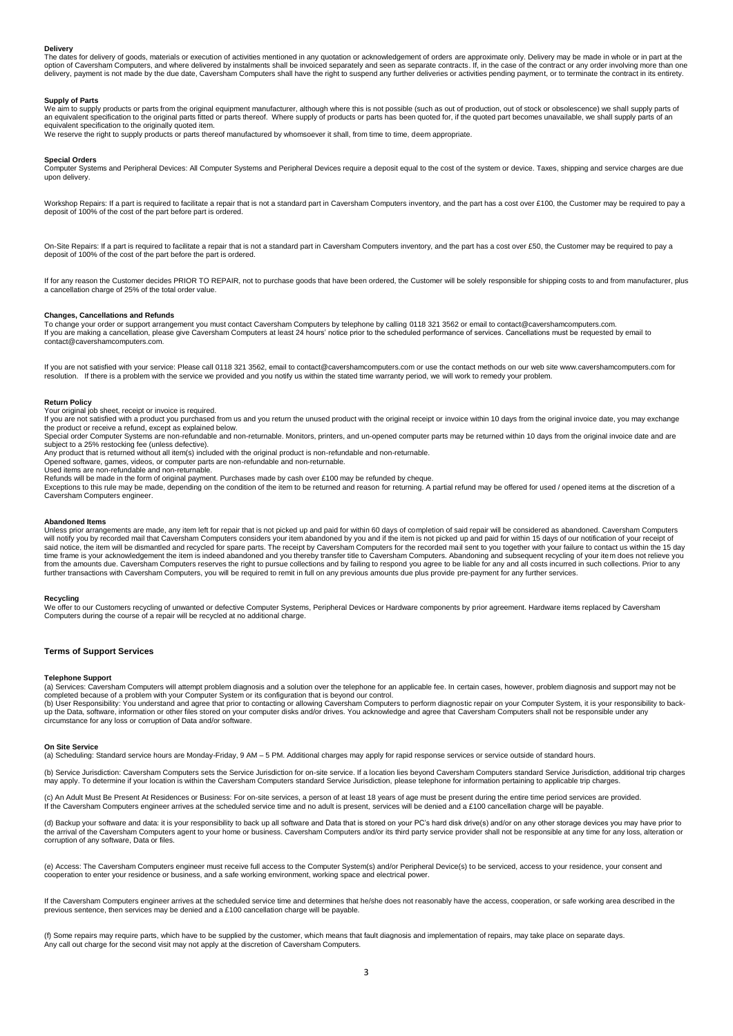### Delivery

The dates for delivery of goods, materials or execution of activities mentioned in any quotation or acknowledgement of orders are approximate only. Delivery may be made in whole or in part at the option of Caversham Computers, and where delivered by instalments shall be invoiced separately and seen as separate contracts. If, in the case of the contract or any order involving more than one delivery, payment is not made by the due date, Caversham Computers shall have the right to suspend any further deliveries or activities pending payment, or to terminate the contract in its entirety.

### Supply of Parts

We aim to supply products or parts from the original equipment manufacturer, although where this is not possible (such as out of production, out of stock or obsolescence) we shall supply parts of an equivalent specification to the original parts fitted or parts thereof. Where supply of products or parts has been quoted for, if the quoted part becomes unavailable, we shall supply parts of an equivalent specification to the originally quoted item.

We reserve the right to supply products or parts thereof manufactured by whomsoever it shall, from time to time, deem appropriate.

### Special Orders

Computer Systems and Peripheral Devices: All Computer Systems and Peripheral Devices require a deposit equal to the cost of the system or device. Taxes, shipping and service charges are due upon delivery.

Workshop Repairs: If a part is required to facilitate a repair that is not a standard part in Caversham Computers inventory, and the part has a cost over £100, the Customer may be required to pay a deposit of 100% of the cost of the part before part is ordered.

On-Site Repairs: If a part is required to facilitate a repair that is not a standard part in Caversham Computers inventory, and the part has a cost over £50, the Customer may be required to pay a deposit of 100% of the cost of the part before the part is ordered.

If for any reason the Customer decides PRIOR TO REPAIR, not to purchase goods that have been ordered, the Customer will be solely responsible for shipping costs to and from manufacturer, plus a cancellation charge of 25% of the total order value.

### Changes, Cancellations and Refunds

To change your order or support arrangement you must contact Caversham Computers by telephone by calling 0118 321 3562 or email to contact@cavershamcomputers.com.

If you are making a cancellation, please give Caversham Computers at least 24 hours' notice prior to the scheduled performance of services. Cancellations must be requested by email to contact@cavershamcomputers.com.

If you are not satisfied with your service: Please call 0118 321 3562, email to contact@cavershamcomputers.com or use the contact methods on our web site www.cavershamcomputers.com for resolution. If there is a problem with the service we provided and you notify us within the stated time warranty period, we will work to remedy your problem.

### Return Policy

Your original job sheet, receipt or invoice is required.

If you are not satisfied with a product you purchased from us and you return the unused product with the original receipt or invoice within 10 days from the original invoice date, you may exchange the product or receive a refund, except as explained below.

Special order Computer Systems are non-refundable and non-returnable. Monitors, printers, and un-opened computer parts may be returned within 10 days from the original invoice date and are subject to a 25% restocking fee (unless defective).

Any product that is returned without all item(s) included with the original product is non-refundable and non-returnable.

Opened software, games, videos, or computer parts are non-refundable and non-returnable.

Used items are non-refundable and non-returnable.

Refunds will be made in the form of original payment. Purchases made by cash over £100 may be refunded by cheque.

Exceptions to this rule may be made, depending on the condition of the item to be returned and reason for returning. A partial refund may be offered for used / opened items at the discretion of a Caversham Computers engineer.

### Abandoned Items

Unless prior arrangements are made, any item left for repair that is not picked up and paid for within 60 days of completion of said repair will be considered as abandoned. Caversham Computers will notify you by recorded mail that Caversham Computers considers your item abandoned by you and if the item is not picked up and paid for within 15 days of our notification of your receipt of said notice, the item will be dismantled and recycled for spare parts. The receipt by Caversham Computers for the recorded mail sent to you together with your failure to contact us within the 15 day time frame is your acknowledgement the item is indeed abandoned and you thereby transfer title to Caversham Computers. Abandoning and subsequent recycling of your item does not relieve you from the amounts due. Caversham Computers reserves the right to pursue collections and by failing to respond you agree to be liable for any and all costs incurred in such collections. Prior to any further transactions with Caversham Computers, you will be required to remit in full on any previous amounts due plus provide pre-payment for any further services.

### Recycling

We offer to our Customers recycling of unwanted or defective Computer Systems, Peripheral Devices or Hardware components by prior agreement. Hardware items replaced by Caversham Computers during the course of a repair will be recycled at no additional charge.

## Terms of Support Services

### Telephone Support

(a) Services: Caversham Computers will attempt problem diagnosis and a solution over the telephone for an applicable fee. In certain cases, however, problem diagnosis and support may not be completed because of a problem with your Computer System or its configuration that is beyond our control.

(b) User Responsibility: You understand and agree that prior to contacting or allowing Caversham Computers to perform diagnostic repair on your Computer System, it is your responsibility to back-up the Data, software, information or other files stored on your computer disks and/or drives. You acknowledge and agree that Caversham Computers shall not be responsible under any circumstance for any loss or corruption of Data and/or software.

### On Site Service

(a) Scheduling: Standard service hours are Monday-Friday, 9 AM – 5 PM. Additional charges may apply for rapid response services or service outside of standard hours.

(b) Service Jurisdiction: Caversham Computers sets the Service Jurisdiction for on-site service. If a location lies beyond Caversham Computers standard Service Jurisdiction, additional trip charges may apply. To determine if your location is within the Caversham Computers standard Service Jurisdiction, please telephone for information pertaining to applicable trip charges.

(c) An Adult Must Be Present At Residences or Business: For on-site services, a person of at least 18 years of age must be present during the entire time period services are provided. If the Caversham Computers engineer arrives at the scheduled service time and no adult is present, services will be denied and a £100 cancellation charge will be payable.

(d) Backup your software and data: it is your responsibility to back up all software and Data that is stored on your PC's hard disk drive(s) and/or on any other storage devices you may have prior to the arrival of the Caversham Computers agent to your home or business. Caversham Computers and/or its third party service provider shall not be responsible at any time for any loss, alteration or corruption of any software, Data or files.

(e) Access: The Caversham Computers engineer must receive full access to the Computer System(s) and/or Peripheral Device(s) to be serviced, access to your residence, your consent and cooperation to enter your residence or business, and a safe working environment, working space and electrical power.

If the Caversham Computers engineer arrives at the scheduled service time and determines that he/she does not reasonably have the access, cooperation, or safe working area described in the previous sentence, then services may be denied and a £100 cancellation charge will be payable.

(f) Some repairs may require parts, which have to be supplied by the customer, which means that fault diagnosis and implementation of repairs, may take place on separate days. Any call out charge for the second visit may not apply at the discretion of Caversham Computers.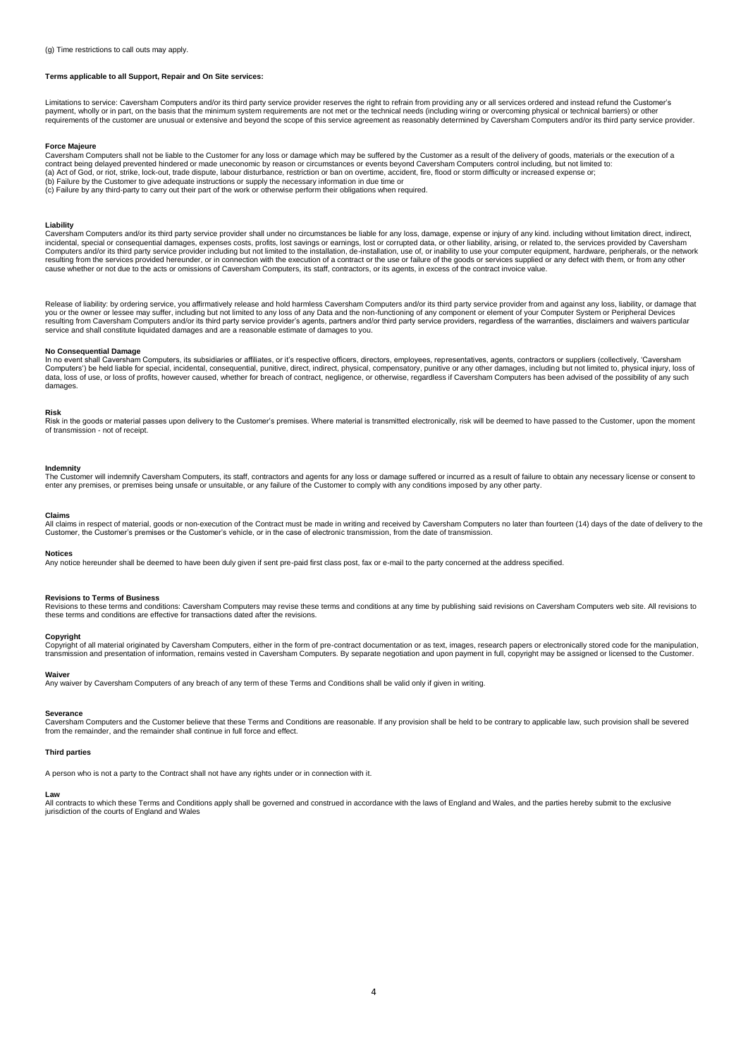(g) Time restrictions to call outs may apply.

**Terms applicable to all Support, Repair and On Site services:**

Limitations to service: Caversham Computers and/or its third party service provider reserves the right to refrain from providing any or all services ordered and instead refund the Customer's payment, wholly or in part, on the basis that the minimum system requirements are not met or the technical needs (including wiring or overcoming physical or technical barriers) or other requirements of the customer are unusual or extensive and beyond the scope of this service agreement as reasonably determined by Caversham Computers and/or its third party service provider.

**Force Majeure**

Caversham Computers shall not be liable to the Customer for any loss or damage which may be suffered by the Customer as a result of the delivery of goods, materials or the execution of a contract being delayed prevented hindered or made uneconomic by reason or circumstances or events beyond Caversham Computers control including, but not limited to:
(a) Act of God, or riot, strike, lock-out, trade dispute, labour disturbance, restriction or ban on overtime, accident, fire, flood or storm difficulty or increased expense or;
(b) Failure by the Customer to give adequate instructions or supply the necessary information in due time or
(c) Failure by any third-party to carry out their part of the work or otherwise perform their obligations when required.

**Liability**

Caversham Computers and/or its third party service provider shall under no circumstances be liable for any loss, damage, expense or injury of any kind. including without limitation direct, indirect, incidental, special or consequential damages, expenses costs, profits, lost savings or earnings, lost or corrupted data, or other liability, arising, or related to, the services provided by Caversham Computers and/or its third party service provider including but not limited to the installation, de-installation, use of, or inability to use your computer equipment, hardware, peripherals, or the network resulting from the services provided hereunder, or in connection with the execution of a contract or the use or failure of the goods or services supplied or any defect with them, or from any other cause whether or not due to the acts or omissions of Caversham Computers, its staff, contractors, or its agents, in excess of the contract invoice value.

Release of liability: by ordering service, you affirmatively release and hold harmless Caversham Computers and/or its third party service provider from and against any loss, liability, or damage that you or the owner or lessee may suffer, including but not limited to any loss of any Data and the non-functioning of any component or element of your Computer System or Peripheral Devices resulting from Caversham Computers and/or its third party service provider's agents, partners and/or third party service providers, regardless of the warranties, disclaimers and waivers particular service and shall constitute liquidated damages and are a reasonable estimate of damages to you.

**No Consequential Damage**

In no event shall Caversham Computers, its subsidiaries or affiliates, or it's respective officers, directors, employees, representatives, agents, contractors or suppliers (collectively, 'Caversham Computers') be held liable for special, incidental, consequential, punitive, direct, indirect, physical, compensatory, punitive or any other damages, including but not limited to, physical injury, loss of data, loss of use, or loss of profits, however caused, whether for breach of contract, negligence, or otherwise, regardless if Caversham Computers has been advised of the possibility of any such damages.

**Risk**

Risk in the goods or material passes upon delivery to the Customer's premises. Where material is transmitted electronically, risk will be deemed to have passed to the Customer, upon the moment of transmission - not of receipt.

**Indemnity**

The Customer will indemnify Caversham Computers, its staff, contractors and agents for any loss or damage suffered or incurred as a result of failure to obtain any necessary license or consent to enter any premises, or premises being unsafe or unsuitable, or any failure of the Customer to comply with any conditions imposed by any other party.

**Claims**

All claims in respect of material, goods or non-execution of the Contract must be made in writing and received by Caversham Computers no later than fourteen (14) days of the date of delivery to the Customer, the Customer's premises or the Customer's vehicle, or in the case of electronic transmission, from the date of transmission.

**Notices**

Any notice hereunder shall be deemed to have been duly given if sent pre-paid first class post, fax or e-mail to the party concerned at the address specified.

**Revisions to Terms of Business**

Revisions to these terms and conditions: Caversham Computers may revise these terms and conditions at any time by publishing said revisions on Caversham Computers web site. All revisions to these terms and conditions are effective for transactions dated after the revisions.

**Copyright**

Copyright of all material originated by Caversham Computers, either in the form of pre-contract documentation or as text, images, research papers or electronically stored code for the manipulation, transmission and presentation of information, remains vested in Caversham Computers. By separate negotiation and upon payment in full, copyright may be assigned or licensed to the Customer.

**Waiver**

Any waiver by Caversham Computers of any breach of any term of these Terms and Conditions shall be valid only if given in writing.

**Severance**

Caversham Computers and the Customer believe that these Terms and Conditions are reasonable. If any provision shall be held to be contrary to applicable law, such provision shall be severed from the remainder, and the remainder shall continue in full force and effect.

**Third parties**

A person who is not a party to the Contract shall not have any rights under or in connection with it.

**Law**

All contracts to which these Terms and Conditions apply shall be governed and construed in accordance with the laws of England and Wales, and the parties hereby submit to the exclusive jurisdiction of the courts of England and Wales